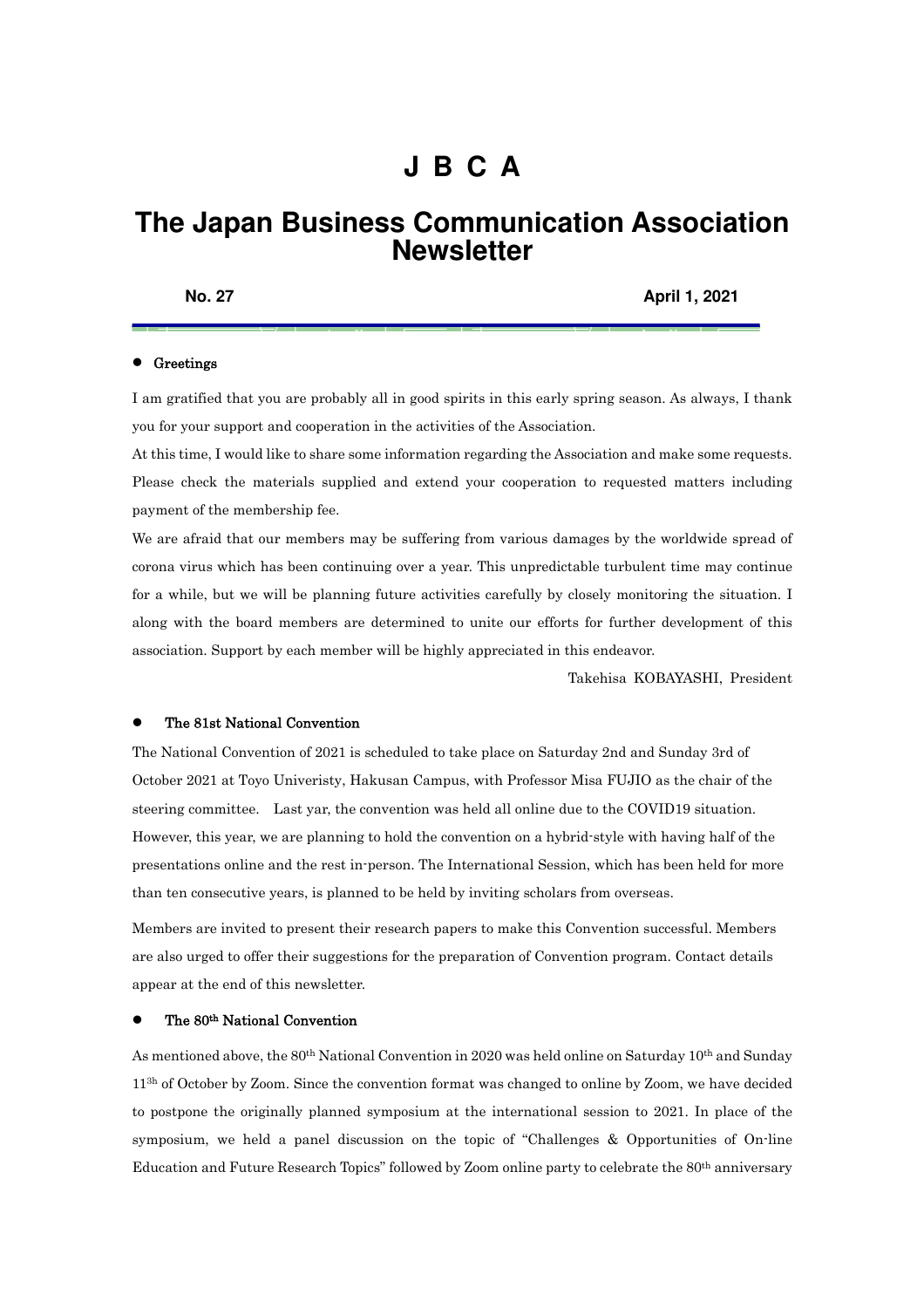# J B C A

# The Japan Business Communication Association Newsletter

**No. 27** **April 1, 2021**

- **Greetings**

I am gratified that you are probably all in good spirits in this early spring season. As always, I thank you for your support and cooperation in the activities of the Association.

At this time, I would like to share some information regarding the Association and make some requests. Please check the materials supplied and extend your cooperation to requested matters including payment of the membership fee.

We are afraid that our members may be suffering from various damages by the worldwide spread of corona virus which has been continuing over a year. This unpredictable turbulent time may continue for a while, but we will be planning future activities carefully by closely monitoring the situation. I along with the board members are determined to unite our efforts for further development of this association. Support by each member will be highly appreciated in this endeavor.

Takehisa KOBAYASHI, President

- **The 81st National Convention**

The National Convention of 2021 is scheduled to take place on Saturday 2nd and Sunday 3rd of October 2021 at Toyo Univeristy, Hakusan Campus, with Professor Misa FUJIO as the chair of the steering committee. Last yar, the convention was held all online due to the COVID19 situation. However, this year, we are planning to hold the convention on a hybrid-style with having half of the presentations online and the rest in-person. The International Session, which has been held for more than ten consecutive years, is planned to be held by inviting scholars from overseas.

Members are invited to present their research papers to make this Convention successful. Members are also urged to offer their suggestions for the preparation of Convention program. Contact details appear at the end of this newsletter.

- **The 80th National Convention**

As mentioned above, the 80th National Convention in 2020 was held online on Saturday 10th and Sunday 11^3h^ of October by Zoom. Since the convention format was changed to online by Zoom, we have decided to postpone the originally planned symposium at the international session to 2021. In place of the symposium, we held a panel discussion on the topic of "Challenges & Opportunities of On-line Education and Future Research Topics" followed by Zoom online party to celebrate the 80th anniversary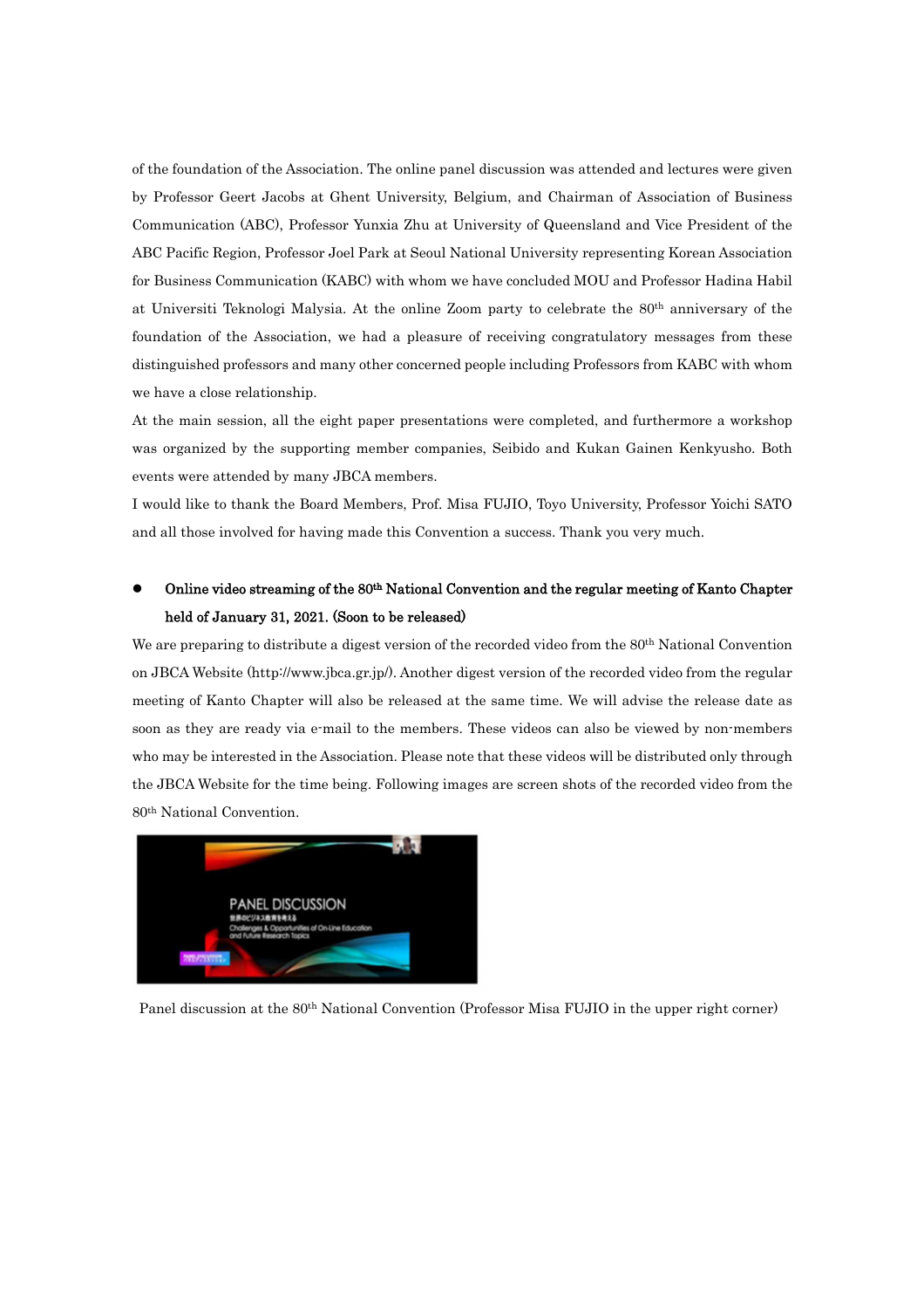of the foundation of the Association. The online panel discussion was attended and lectures were given by Professor Geert Jacobs at Ghent University, Belgium, and Chairman of Association of Business Communication (ABC), Professor Yunxia Zhu at University of Queensland and Vice President of the ABC Pacific Region, Professor Joel Park at Seoul National University representing Korean Association for Business Communication (KABC) with whom we have concluded MOU and Professor Hadina Habil at Universiti Teknologi Malysia. At the online Zoom party to celebrate the 80th anniversary of the foundation of the Association, we had a pleasure of receiving congratulatory messages from these distinguished professors and many other concerned people including Professors from KABC with whom we have a close relationship.

At the main session, all the eight paper presentations were completed, and furthermore a workshop was organized by the supporting member companies, Seibido and Kukan Gainen Kenkyusho. Both events were attended by many JBCA members.

I would like to thank the Board Members, Prof. Misa FUJIO, Toyo University, Professor Yoichi SATO and all those involved for having made this Convention a success. Thank you very much.

- **Online video streaming of the 80th National Convention and the regular meeting of Kanto Chapter held of January 31, 2021. (Soon to be released)**

We are preparing to distribute a digest version of the recorded video from the 80th National Convention on JBCA Website (http://www.jbca.gr.jp/). Another digest version of the recorded video from the regular meeting of Kanto Chapter will also be released at the same time. We will advise the release date as soon as they are ready via e-mail to the members. These videos can also be viewed by non-members who may be interested in the Association. Please note that these videos will be distributed only through the JBCA Website for the time being. Following images are screen shots of the recorded video from the 80th National Convention.

Panel discussion at the 80th National Convention (Professor Misa FUJIO in the upper right corner)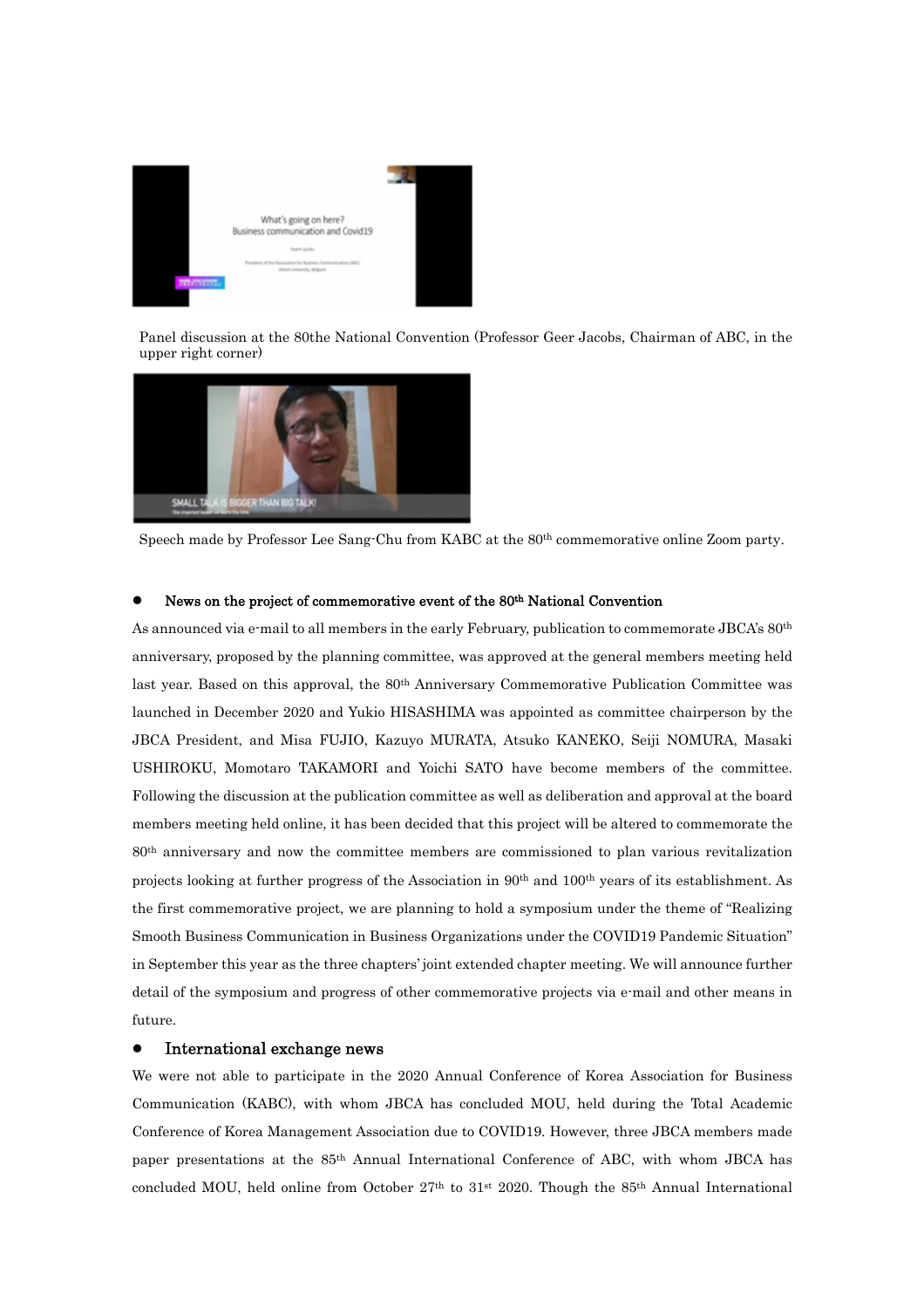Panel discussion at the 80the National Convention (Professor Geer Jacobs, Chairman of ABC, in the upper right corner)

Speech made by Professor Lee Sang-Chu from KABC at the 80th commemorative online Zoom party.

- **News on the project of commemorative event of the 80th National Convention**

As announced via e-mail to all members in the early February, publication to commemorate JBCA's 80th anniversary, proposed by the planning committee, was approved at the general members meeting held last year. Based on this approval, the 80th Anniversary Commemorative Publication Committee was launched in December 2020 and Yukio HISASHIMA was appointed as committee chairperson by the JBCA President, and Misa FUJIO, Kazuyo MURATA, Atsuko KANEKO, Seiji NOMURA, Masaki USHIROKU, Momotaro TAKAMORI and Yoichi SATO have become members of the committee. Following the discussion at the publication committee as well as deliberation and approval at the board members meeting held online, it has been decided that this project will be altered to commemorate the 80th anniversary and now the committee members are commissioned to plan various revitalization projects looking at further progress of the Association in 90th and 100th years of its establishment. As the first commemorative project, we are planning to hold a symposium under the theme of "Realizing Smooth Business Communication in Business Organizations under the COVID19 Pandemic Situation" in September this year as the three chapters' joint extended chapter meeting. We will announce further detail of the symposium and progress of other commemorative projects via e-mail and other means in future.

- **International exchange news**

We were not able to participate in the 2020 Annual Conference of Korea Association for Business Communication (KABC), with whom JBCA has concluded MOU, held during the Total Academic Conference of Korea Management Association due to COVID19. However, three JBCA members made paper presentations at the 85th Annual International Conference of ABC, with whom JBCA has concluded MOU, held online from October 27th to 31st 2020. Though the 85th Annual International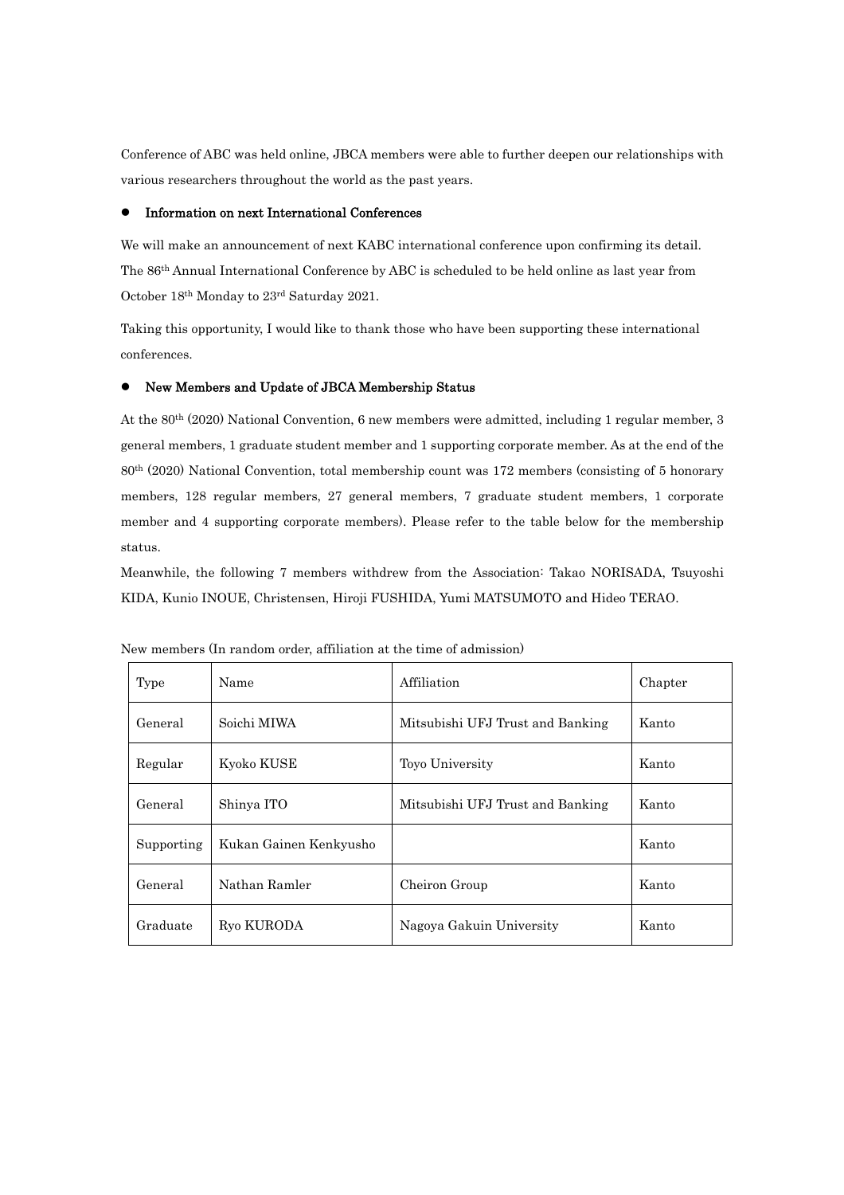Conference of ABC was held online, JBCA members were able to further deepen our relationships with various researchers throughout the world as the past years.

- **Information on next International Conferences**

We will make an announcement of next KABC international conference upon confirming its detail. The 86th Annual International Conference by ABC is scheduled to be held online as last year from October 18th Monday to 23rd Saturday 2021.

Taking this opportunity, I would like to thank those who have been supporting these international conferences.

- **New Members and Update of JBCA Membership Status**

At the 80th (2020) National Convention, 6 new members were admitted, including 1 regular member, 3 general members, 1 graduate student member and 1 supporting corporate member. As at the end of the 80th (2020) National Convention, total membership count was 172 members (consisting of 5 honorary members, 128 regular members, 27 general members, 7 graduate student members, 1 corporate member and 4 supporting corporate members). Please refer to the table below for the membership status.

Meanwhile, the following 7 members withdrew from the Association: Takao NORISADA, Tsuyoshi KIDA, Kunio INOUE, Christensen, Hiroji FUSHIDA, Yumi MATSUMOTO and Hideo TERAO.

New members (In random order, affiliation at the time of admission)

| Type | Name | Affiliation | Chapter |
| --- | --- | --- | --- |
| General | Soichi MIWA | Mitsubishi UFJ Trust and Banking | Kanto |
| Regular | Kyoko KUSE | Toyo University | Kanto |
| General | Shinya ITO | Mitsubishi UFJ Trust and Banking | Kanto |
| Supporting | Kukan Gainen Kenkyusho | | Kanto |
| General | Nathan Ramler | Cheiron Group | Kanto |
| Graduate | Ryo KURODA | Nagoya Gakuin University | Kanto |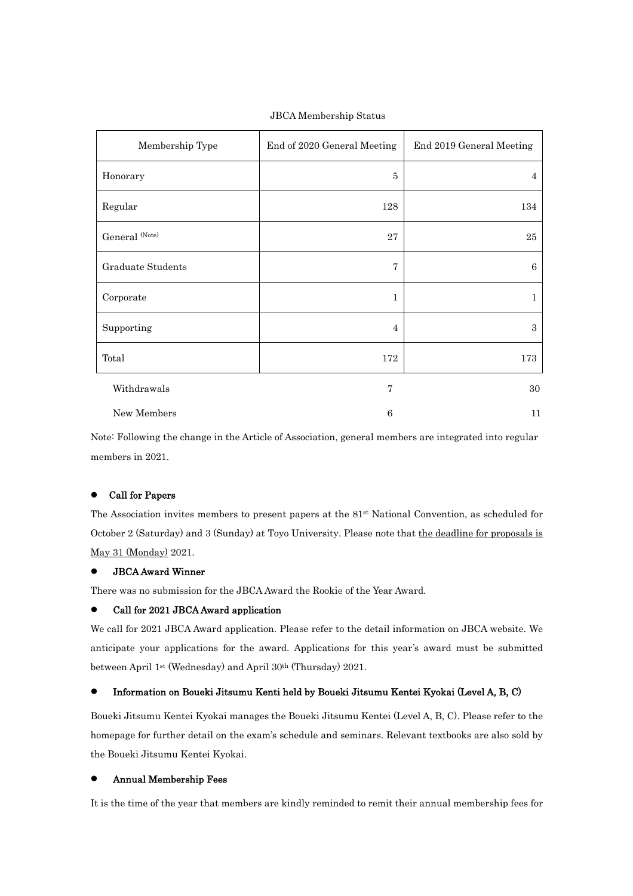JBCA Membership Status

| Membership Type | End of 2020 General Meeting | End 2019 General Meeting |
|---|---|---|
| Honorary | 5 | 4 |
| Regular | 128 | 134 |
| General (Note) | 27 | 25 |
| Graduate Students | 7 | 6 |
| Corporate | 1 | 1 |
| Supporting | 4 | 3 |
| Total | 172 | 173 |
| Withdrawals | 7 | 30 |
| New Members | 6 | 11 |

Note: Following the change in the Article of Association, general members are integrated into regular members in 2021.

- **Call for Papers**

The Association invites members to present papers at the 81st National Convention, as scheduled for October 2 (Saturday) and 3 (Sunday) at Toyo University. Please note that the deadline for proposals is May 31 (Monday) 2021.

- **JBCA Award Winner**

There was no submission for the JBCA Award the Rookie of the Year Award.

- **Call for 2021 JBCA Award application**

We call for 2021 JBCA Award application. Please refer to the detail information on JBCA website. We anticipate your applications for the award. Applications for this year's award must be submitted between April 1st (Wednesday) and April 30th (Thursday) 2021.

- **Information on Boueki Jitsumu Kenti held by Boueki Jitsumu Kentei Kyokai (Level A, B, C)**

Boueki Jitsumu Kentei Kyokai manages the Boueki Jitsumu Kentei (Level A, B, C). Please refer to the homepage for further detail on the exam's schedule and seminars. Relevant textbooks are also sold by the Boueki Jitsumu Kentei Kyokai.

- **Annual Membership Fees**

It is the time of the year that members are kindly reminded to remit their annual membership fees for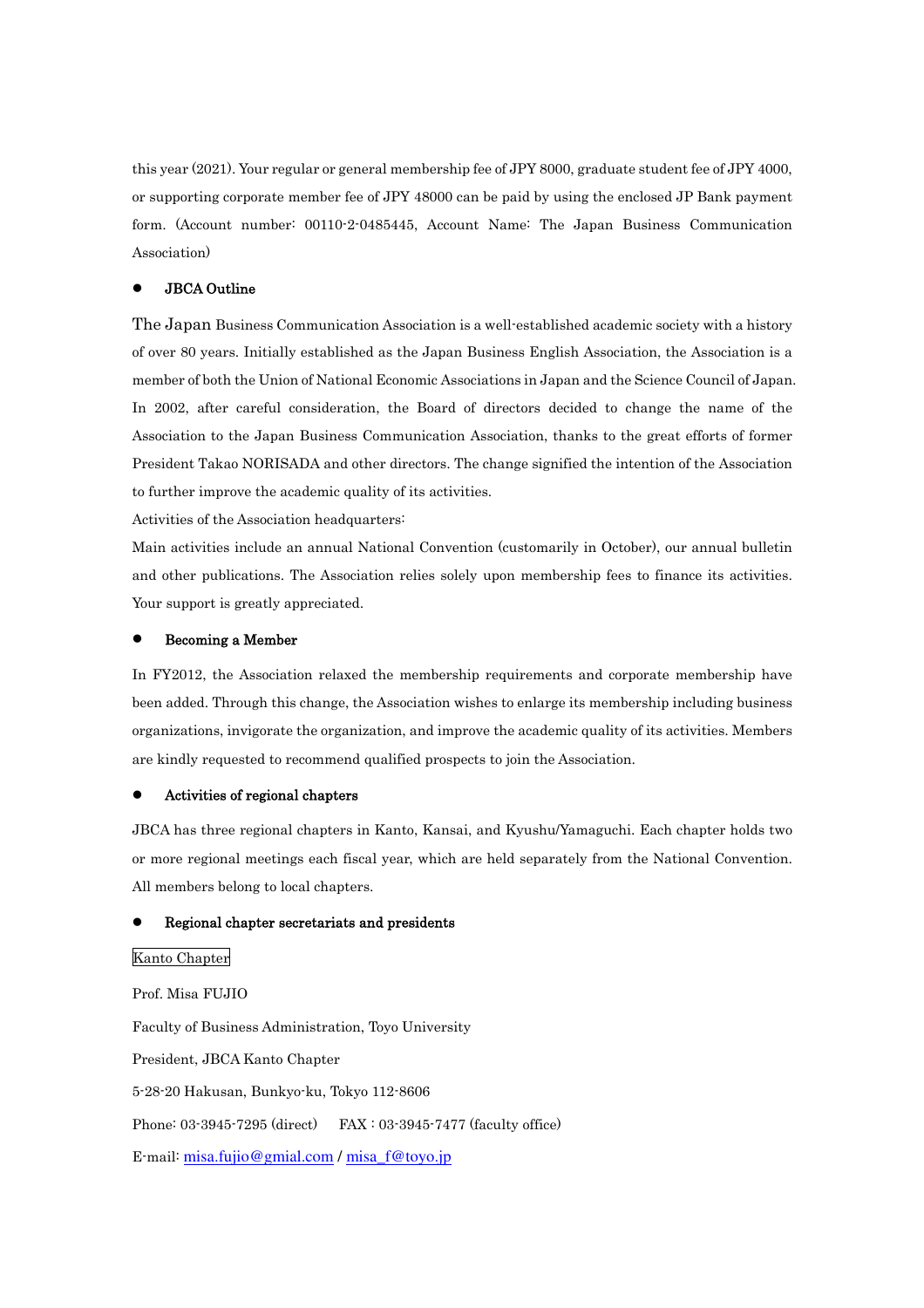this year (2021). Your regular or general membership fee of JPY 8000, graduate student fee of JPY 4000, or supporting corporate member fee of JPY 48000 can be paid by using the enclosed JP Bank payment form. (Account number: 00110-2-0485445, Account Name: The Japan Business Communication Association)

- **JBCA Outline**

The Japan Business Communication Association is a well-established academic society with a history of over 80 years. Initially established as the Japan Business English Association, the Association is a member of both the Union of National Economic Associations in Japan and the Science Council of Japan. In 2002, after careful consideration, the Board of directors decided to change the name of the Association to the Japan Business Communication Association, thanks to the great efforts of former President Takao NORISADA and other directors. The change signified the intention of the Association to further improve the academic quality of its activities.

Activities of the Association headquarters:

Main activities include an annual National Convention (customarily in October), our annual bulletin and other publications. The Association relies solely upon membership fees to finance its activities. Your support is greatly appreciated.

- **Becoming a Member**

In FY2012, the Association relaxed the membership requirements and corporate membership have been added. Through this change, the Association wishes to enlarge its membership including business organizations, invigorate the organization, and improve the academic quality of its activities. Members are kindly requested to recommend qualified prospects to join the Association.

- **Activities of regional chapters**

JBCA has three regional chapters in Kanto, Kansai, and Kyushu/Yamaguchi. Each chapter holds two or more regional meetings each fiscal year, which are held separately from the National Convention. All members belong to local chapters.

- **Regional chapter secretariats and presidents**

Kanto Chapter

Prof. Misa FUJIO

Faculty of Business Administration, Toyo University

President, JBCA Kanto Chapter

5-28-20 Hakusan, Bunkyo-ku, Tokyo 112-8606

Phone: 03-3945-7295 (direct) FAX : 03-3945-7477 (faculty office)

E-mail: misa.fujio@gmial.com / misa_f@toyo.jp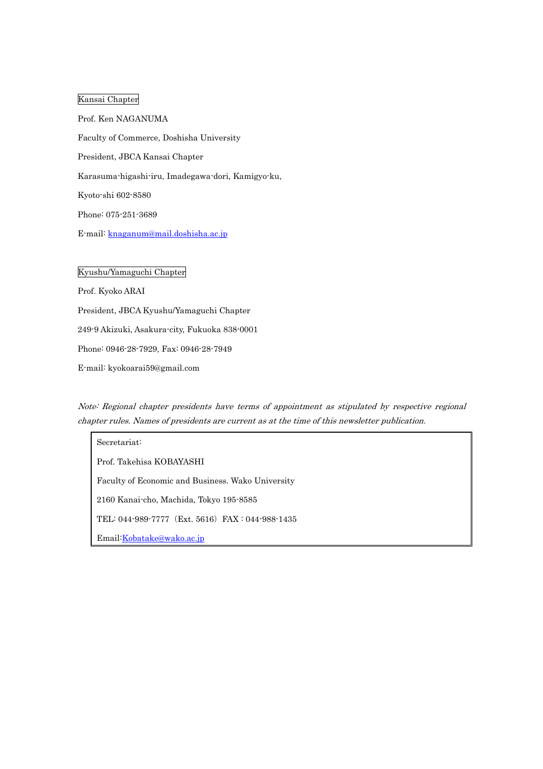Kansai Chapter

Prof. Ken NAGANUMA

Faculty of Commerce, Doshisha University

President, JBCA Kansai Chapter

Karasuma-higashi-iru, Imadegawa-dori, Kamigyo-ku,

Kyoto-shi 602-8580

Phone: 075-251-3689

E-mail: knaganum@mail.doshisha.ac.jp

Kyushu/Yamaguchi Chapter

Prof. Kyoko ARAI

President, JBCA Kyushu/Yamaguchi Chapter

249-9 Akizuki, Asakura-city, Fukuoka 838-0001

Phone: 0946-28-7929, Fax: 0946-28-7949

E-mail: kyokoarai59@gmail.com

*Note: Regional chapter presidents have terms of appointment as stipulated by respective regional chapter rules. Names of presidents are current as at the time of this newsletter publication.*

Secretariat:

Prof. Takehisa KOBAYASHI

Faculty of Economic and Business. Wako University

2160 Kanai-cho, Machida, Tokyo 195-8585

TEL: 044-989-7777（Ext. 5616）FAX : 044-988-1435

Email:Kobatake@wako.ac.jp